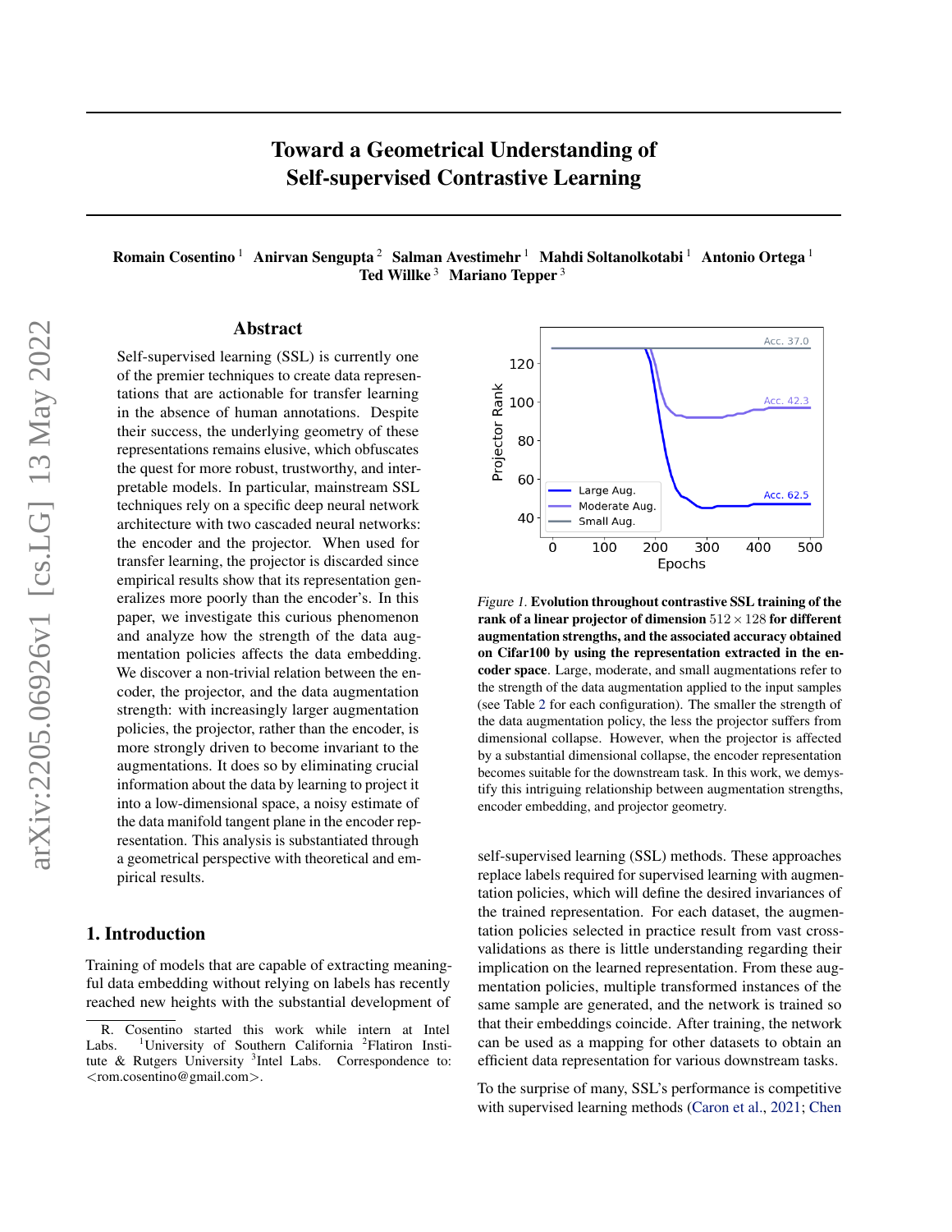# Toward a Geometrical Understanding of Self-supervised Contrastive Learning

**Romain Cosentino** [1] **Anirvan Sengupta** [2] **Salman Avestimehr** [1] **Mahdi Soltanolkotabi** [1] **Antonio Ortega** [1] **Ted Willke** [3] **Mariano Tepper** [3]

## Abstract

Self-supervised learning (SSL) is currently one of the premier techniques to create data representations that are actionable for transfer learning in the absence of human annotations. Despite their success, the underlying geometry of these representations remains elusive, which obfuscates the quest for more robust, trustworthy, and interpretable models. In particular, mainstream SSL techniques rely on a specific deep neural network architecture with two cascaded neural networks: the encoder and the projector. When used for transfer learning, the projector is discarded since empirical results show that its representation generalizes more poorly than the encoder's. In this paper, we investigate this curious phenomenon and analyze how the strength of the data augmentation policies affects the data embedding. We discover a non-trivial relation between the encoder, the projector, and the data augmentation strength: with increasingly larger augmentation policies, the projector, rather than the encoder, is more strongly driven to become invariant to the augmentations. It does so by eliminating crucial information about the data by learning to project it into a low-dimensional space, a noisy estimate of the data manifold tangent plane in the encoder representation. This analysis is substantiated through a geometrical perspective with theoretical and empirical results.

*Figure 1.* **Evolution throughout contrastive SSL training of the rank of a linear projector of dimension $512 \times 128$ for different augmentation strengths, and the associated accuracy obtained on Cifar100 by using the representation extracted in the encoder space**. Large, moderate, and small augmentations refer to the strength of the data augmentation applied to the input samples (see Table 2 for each configuration). The smaller the strength of the data augmentation policy, the less the projector suffers from dimensional collapse. However, when the projector is affected by a substantial dimensional collapse, the encoder representation becomes suitable for the downstream task. In this work, we demystify this intriguing relationship between augmentation strengths, encoder embedding, and projector geometry.

## 1. Introduction

Training of models that are capable of extracting meaningful data embedding without relying on labels has recently reached new heights with the substantial development of self-supervised learning (SSL) methods. These approaches replace labels required for supervised learning with augmentation policies, which will define the desired invariances of the trained representation. For each dataset, the augmentation policies selected in practice result from vast cross-validations as there is little understanding regarding their implication on the learned representation. From these augmentation policies, multiple transformed instances of the same sample are generated, and the network is trained so that their embeddings coincide. After training, the network can be used as a mapping for other datasets to obtain an efficient data representation for various downstream tasks.

To the surprise of many, SSL's performance is competitive with supervised learning methods (Caron et al., 2021; Chen

R. Cosentino started this work while intern at Intel Labs. [1]University of Southern California [2]Flatiron Institute & Rutgers University [3]Intel Labs. Correspondence to: <rom.cosentino@gmail.com>.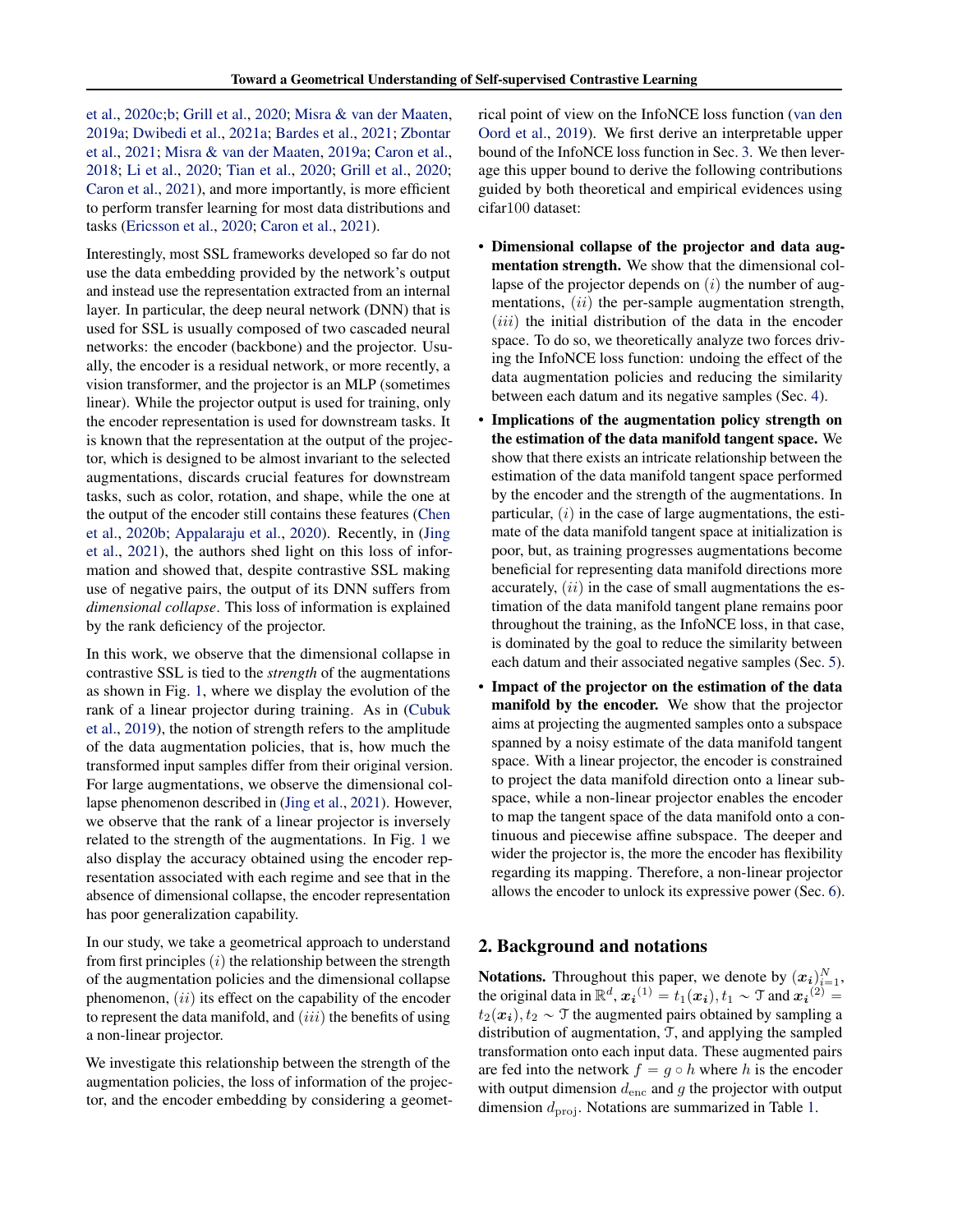et al., 2020c;b; Grill et al., 2020; Misra & van der Maaten, 2019a; Dwibedi et al., 2021a; Bardes et al., 2021; Zbontar et al., 2021; Misra & van der Maaten, 2019a; Caron et al., 2018; Li et al., 2020; Tian et al., 2020; Grill et al., 2020; Caron et al., 2021), and more importantly, is more efficient to perform transfer learning for most data distributions and tasks (Ericsson et al., 2020; Caron et al., 2021).

Interestingly, most SSL frameworks developed so far do not use the data embedding provided by the network's output and instead use the representation extracted from an internal layer. In particular, the deep neural network (DNN) that is used for SSL is usually composed of two cascaded neural networks: the encoder (backbone) and the projector. Usually, the encoder is a residual network, or more recently, a vision transformer, and the projector is an MLP (sometimes linear). While the projector output is used for training, only the encoder representation is used for downstream tasks. It is known that the representation at the output of the projector, which is designed to be almost invariant to the selected augmentations, discards crucial features for downstream tasks, such as color, rotation, and shape, while the one at the output of the encoder still contains these features (Chen et al., 2020b; Appalaraju et al., 2020). Recently, in (Jing et al., 2021), the authors shed light on this loss of information and showed that, despite contrastive SSL making use of negative pairs, the output of its DNN suffers from *dimensional collapse*. This loss of information is explained by the rank deficiency of the projector.

In this work, we observe that the dimensional collapse in contrastive SSL is tied to the *strength* of the augmentations as shown in Fig. 1, where we display the evolution of the rank of a linear projector during training. As in (Cubuk et al., 2019), the notion of strength refers to the amplitude of the data augmentation policies, that is, how much the transformed input samples differ from their original version. For large augmentations, we observe the dimensional collapse phenomenon described in (Jing et al., 2021). However, we observe that the rank of a linear projector is inversely related to the strength of the augmentations. In Fig. 1 we also display the accuracy obtained using the encoder representation associated with each regime and see that in the absence of dimensional collapse, the encoder representation has poor generalization capability.

In our study, we take a geometrical approach to understand from first principles $(i)$ the relationship between the strength of the augmentation policies and the dimensional collapse phenomenon, $(ii)$ its effect on the capability of the encoder to represent the data manifold, and $(iii)$ the benefits of using a non-linear projector.

We investigate this relationship between the strength of the augmentation policies, the loss of information of the projector, and the encoder embedding by considering a geometrical point of view on the InfoNCE loss function (van den Oord et al., 2019). We first derive an interpretable upper bound of the InfoNCE loss function in Sec. 3. We then leverage this upper bound to derive the following contributions guided by both theoretical and empirical evidences using cifar100 dataset:

- **Dimensional collapse of the projector and data augmentation strength.** We show that the dimensional collapse of the projector depends on $(i)$ the number of augmentations, $(ii)$ the per-sample augmentation strength, $(iii)$ the initial distribution of the data in the encoder space. To do so, we theoretically analyze two forces driving the InfoNCE loss function: undoing the effect of the data augmentation policies and reducing the similarity between each datum and its negative samples (Sec. 4).
- **Implications of the augmentation policy strength on the estimation of the data manifold tangent space.** We show that there exists an intricate relationship between the estimation of the data manifold tangent space performed by the encoder and the strength of the augmentations. In particular, $(i)$ in the case of large augmentations, the estimate of the data manifold tangent space at initialization is poor, but, as training progresses augmentations become beneficial for representing data manifold directions more accurately, $(ii)$ in the case of small augmentations the estimation of the data manifold tangent plane remains poor throughout the training, as the InfoNCE loss, in that case, is dominated by the goal to reduce the similarity between each datum and their associated negative samples (Sec. 5).
- **Impact of the projector on the estimation of the data manifold by the encoder.** We show that the projector aims at projecting the augmented samples onto a subspace spanned by a noisy estimate of the data manifold tangent space. With a linear projector, the encoder is constrained to project the data manifold direction onto a linear subspace, while a non-linear projector enables the encoder to map the tangent space of the data manifold onto a continuous and piecewise affine subspace. The deeper and wider the projector is, the more the encoder has flexibility regarding its mapping. Therefore, a non-linear projector allows the encoder to unlock its expressive power (Sec. 6).

## 2. Background and notations

**Notations.** Throughout this paper, we denote by $(\boldsymbol{x_i})_{i=1}^{N}$, the original data in $\mathbb{R}^d$, $\boldsymbol{x_i}^{(1)} = t_1(\boldsymbol{x_i}), t_1 \sim \mathcal{T}$ and $\boldsymbol{x_i}^{(2)} = t_2(\boldsymbol{x_i}), t_2 \sim \mathcal{T}$ the augmented pairs obtained by sampling a distribution of augmentation, $\mathcal{T}$, and applying the sampled transformation onto each input data. These augmented pairs are fed into the network $f = g \circ h$ where $h$ is the encoder with output dimension $d_{\text{enc}}$ and $g$ the projector with output dimension $d_{\text{proj}}$. Notations are summarized in Table 1.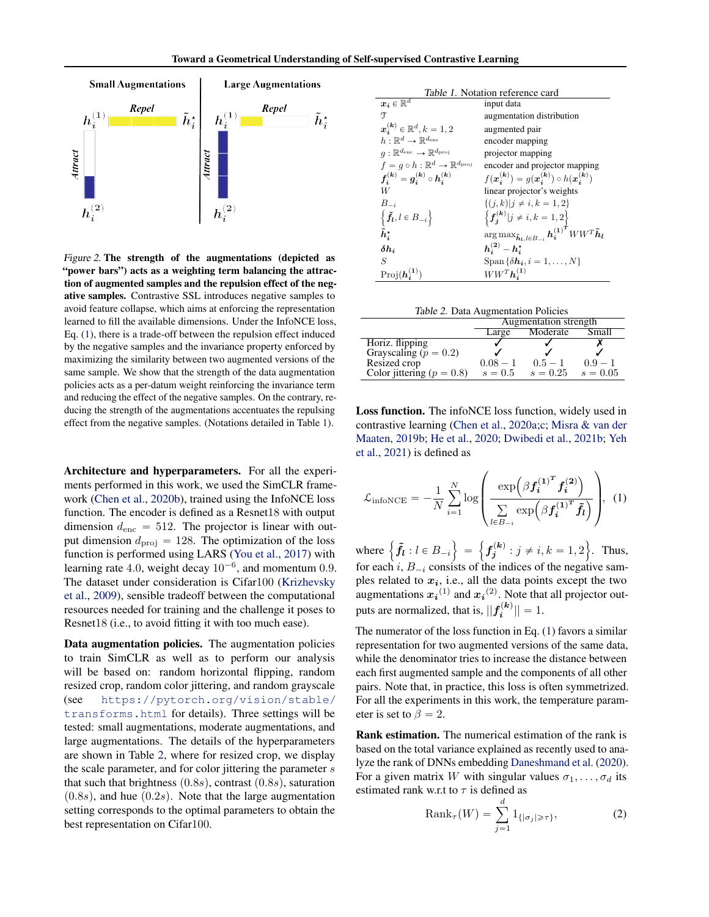*Figure 2.* **The strength of the augmentations (depicted as "power bars") acts as a weighting term balancing the attraction of augmented samples and the repulsion effect of the negative samples.** Contrastive SSL introduces negative samples to avoid feature collapse, which aims at enforcing the representation learned to fill the available dimensions. Under the InfoNCE loss, Eq. (1), there is a trade-off between the repulsion effect induced by the negative samples and the invariance property enforced by maximizing the similarity between two augmented versions of the same sample. We show that the strength of the data augmentation policies acts as a per-datum weight reinforcing the invariance term and reducing the effect of the negative samples. On the contrary, reducing the strength of the augmentations accentuates the repulsing effect from the negative samples. (Notations detailed in Table 1).

**Architecture and hyperparameters.** For all the experiments performed in this work, we used the SimCLR framework (Chen et al., 2020b), trained using the InfoNCE loss function. The encoder is defined as a Resnet18 with output dimension $d_{\text{enc}} = 512$. The projector is linear with output dimension $d_{\text{proj}} = 128$. The optimization of the loss function is performed using LARS (You et al., 2017) with learning rate $4.0$, weight decay $10^{-6}$, and momentum $0.9$. The dataset under consideration is Cifar100 (Krizhevsky et al., 2009), sensible tradeoff between the computational resources needed for training and the challenge it poses to Resnet18 (i.e., to avoid fitting it with too much ease).

**Data augmentation policies.** The augmentation policies to train SimCLR as well as to perform our analysis will be based on: random horizontal flipping, random resized crop, random color jittering, and random grayscale (see https://pytorch.org/vision/stable/transforms.html for details). Three settings will be tested: small augmentations, moderate augmentations, and large augmentations. The details of the hyperparameters are shown in Table 2, where for resized crop, we display the scale parameter, and for color jittering the parameter $s$ that such that brightness $(0.8s)$, contrast $(0.8s)$, saturation $(0.8s)$, and hue $(0.2s)$. Note that the large augmentation setting corresponds to the optimal parameters to obtain the best representation on Cifar100.

*Table 1.* Notation reference card

| | |
|---|---|
| $\boldsymbol{x_i} \in \mathbb{R}^d$ | input data |
| $\mathcal{T}$ | augmentation distribution |
| $\boldsymbol{x_i^{(k)}} \in \mathbb{R}^d, k = 1,2$ | augmented pair |
| $h : \mathbb{R}^d \rightarrow \mathbb{R}^{d_{\text{enc}}}$ | encoder mapping |
| $g : \mathbb{R}^{d_{\text{enc}}} \rightarrow \mathbb{R}^{d_{\text{proj}}}$ | projector mapping |
| $f = g \circ h : \mathbb{R}^d \rightarrow \mathbb{R}^{d_{\text{proj}}}$ | encoder and projector mapping |
| $\boldsymbol{f_i^{(k)}} = \boldsymbol{g_i^{(k)}} \circ \boldsymbol{h_i^{(k)}}$ | $f(\boldsymbol{x_i^{(k)}}) = g(\boldsymbol{x_i^{(k)}}) \circ h(\boldsymbol{x_i^{(k)}})$ |
| $W$ | linear projector's weights |
| $B_{-i}$ | $\{(j,k) \mid j \neq i, k = 1,2\}$ |
| $\left\{\tilde{\boldsymbol{f}}_{\boldsymbol{l}}, l \in B_{-i}\right\}$ | $\left\{\boldsymbol{f_j^{(k)}} \mid j \neq i, k = 1,2\right\}$ |
| $\tilde{\boldsymbol{h}}_{\boldsymbol{i}}^{\star}$ | $\arg\max_{\tilde{\boldsymbol{h}}_l, l \in B_{-i}} \boldsymbol{h_i^{(1)}}^T W W^T \tilde{\boldsymbol{h}}_l$ |
| $\boldsymbol{\delta h_i}$ | $\boldsymbol{h_i^{(2)}} - \boldsymbol{h_i^{\star}}$ |
| $S$ | $\text{Span}\{\boldsymbol{\delta h_i}, i = 1, \ldots, N\}$ |
| $\text{Proj}(\boldsymbol{h_i^{(1)}})$ | $W W^T \boldsymbol{h_i^{(1)}}$ |

*Table 2.* Data Augmentation Policies

| | Augmentation strength | | |
|---|---|---|---|
| | Large | Moderate | Small |
| Horiz. flipping | ✓ | ✓ | ✗ |
| Grayscaling ($p = 0.2$) | ✓ | ✓ | ✓ |
| Resized crop | $0.08 - 1$ | $0.5 - 1$ | $0.9 - 1$ |
| Color jittering ($p = 0.8$) | $s = 0.5$ | $s = 0.25$ | $s = 0.05$ |

**Loss function.** The infoNCE loss function, widely used in contrastive learning (Chen et al., 2020a;c; Misra & van der Maaten, 2019b; He et al., 2020; Dwibedi et al., 2021b; Yeh et al., 2021) is defined as

$$\mathcal{L}_{\text{infoNCE}} = -\frac{1}{N}\sum_{i=1}^{N} \log\left(\frac{\exp\left(\beta \boldsymbol{f_i^{(1)}}^T \boldsymbol{f_i^{(2)}}\right)}{\sum_{l \in B_{-i}} \exp\left(\beta \boldsymbol{f_i^{(1)}}^T \tilde{\boldsymbol{f}}_{\boldsymbol{l}}\right)}\right), \quad (1)$$

where $\left\{\tilde{\boldsymbol{f}}_{\boldsymbol{l}} : l \in B_{-i}\right\} = \left\{\boldsymbol{f_j^{(k)}} : j \neq i, k = 1,2\right\}$. Thus, for each $i$, $B_{-i}$ consists of the indices of the negative samples related to $\boldsymbol{x_i}$, i.e., all the data points except the two augmentations $\boldsymbol{x_i}^{(1)}$ and $\boldsymbol{x_i}^{(2)}$. Note that all projector outputs are normalized, that is, $||\boldsymbol{f_i^{(k)}}|| = 1$.

The numerator of the loss function in Eq. (1) favors a similar representation for two augmented versions of the same data, while the denominator tries to increase the distance between each first augmented sample and the components of all other pairs. Note that, in practice, this loss is often symmetrized. For all the experiments in this work, the temperature parameter is set to $\beta = 2$.

**Rank estimation.** The numerical estimation of the rank is based on the total variance explained as recently used to analyze the rank of DNNs embedding Daneshmand et al. (2020). For a given matrix $W$ with singular values $\sigma_1, \ldots, \sigma_d$ its estimated rank w.r.t to $\tau$ is defined as

$$\text{Rank}_\tau(W) = \sum_{j=1}^{d} 1_{\{|\sigma_j| \geqslant \tau\}}, \quad (2)$$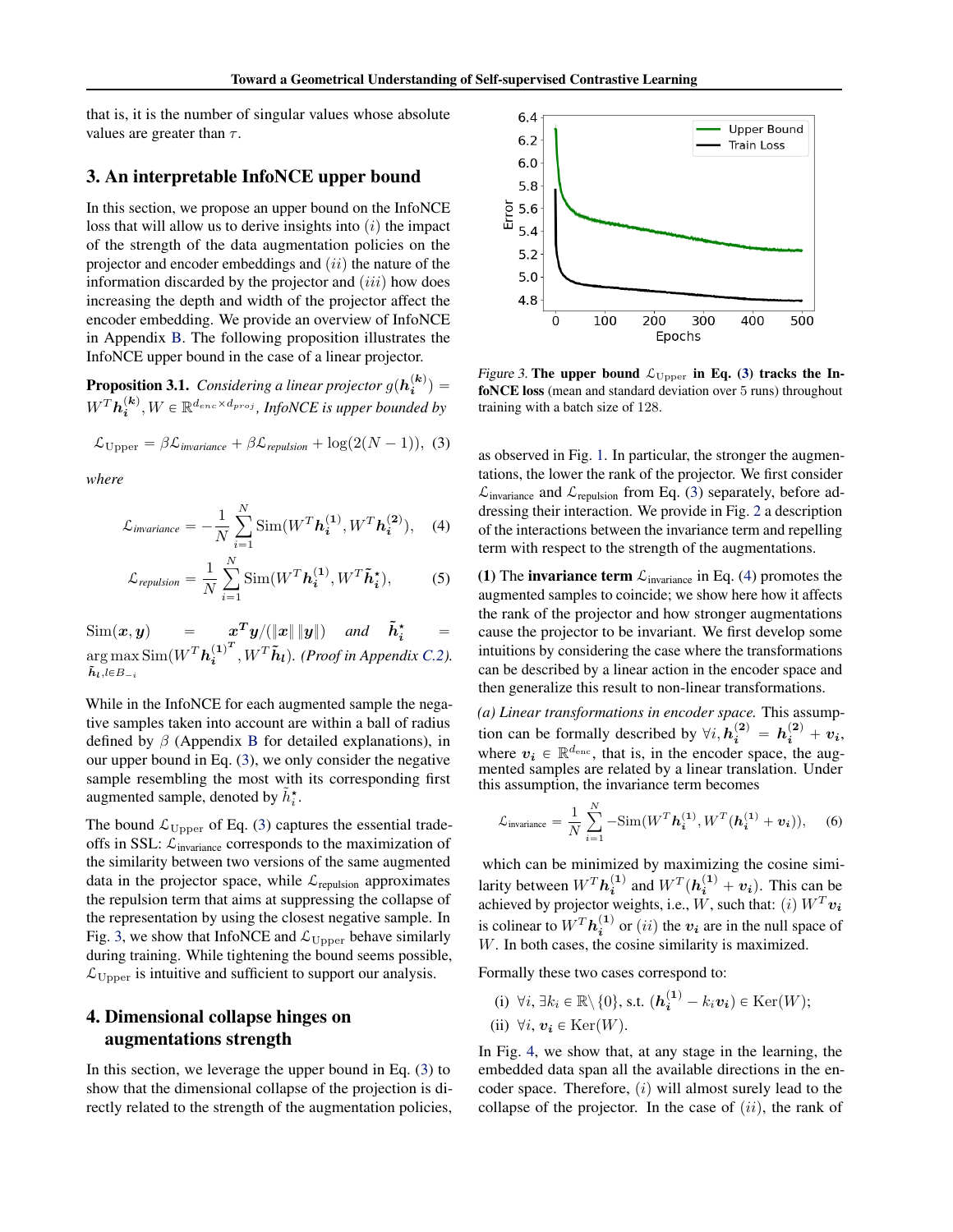that is, it is the number of singular values whose absolute values are greater than $\tau$.

## 3. An interpretable InfoNCE upper bound

In this section, we propose an upper bound on the InfoNCE loss that will allow us to derive insights into $(i)$ the impact of the strength of the data augmentation policies on the projector and encoder embeddings and $(ii)$ the nature of the information discarded by the projector and $(iii)$ how does increasing the depth and width of the projector affect the encoder embedding. We provide an overview of InfoNCE in Appendix B. The following proposition illustrates the InfoNCE upper bound in the case of a linear projector.

**Proposition 3.1.** *Considering a linear projector $g(\boldsymbol{h}_i^{(k)}) = W^T\boldsymbol{h}_i^{(k)}, W \in \mathbb{R}^{d_{enc}\times d_{proj}}$, InfoNCE is upper bounded by*

$$\mathcal{L}_{\text{Upper}} = \beta\mathcal{L}_{\textit{invariance}} + \beta\mathcal{L}_{\textit{repulsion}} + \log(2(N-1)), \quad (3)$$

*where*

$$\mathcal{L}_{\textit{invariance}} = -\frac{1}{N}\sum_{i=1}^{N}\text{Sim}(W^T\boldsymbol{h}_i^{(1)}, W^T\boldsymbol{h}_i^{(2)}), \quad (4)$$

$$\mathcal{L}_{\textit{repulsion}} = \frac{1}{N}\sum_{i=1}^{N}\text{Sim}(W^T\boldsymbol{h}_i^{(1)}, W^T\tilde{\boldsymbol{h}}_i^{\star}), \quad (5)$$

$\text{Sim}(\boldsymbol{x}, \boldsymbol{y}) = \boldsymbol{x}^T\boldsymbol{y}/(\|\boldsymbol{x}\|\,\|\boldsymbol{y}\|)$ *and* $\tilde{\boldsymbol{h}}_i^{\star} = \arg\max_{\tilde{\boldsymbol{h}}_l, l\in B_{-i}} \text{Sim}(W^T\boldsymbol{h}_i^{(1)T}, W^T\tilde{\boldsymbol{h}}_l)$. *(Proof in Appendix C.2).*

While in the InfoNCE for each augmented sample the negative samples taken into account are within a ball of radius defined by $\beta$ (Appendix B for detailed explanations), in our upper bound in Eq. (3), we only consider the negative sample resembling the most with its corresponding first augmented sample, denoted by $\tilde{h}_i^{\star}$.

The bound $\mathcal{L}_{\text{Upper}}$ of Eq. (3) captures the essential trade-offs in SSL: $\mathcal{L}_{\text{invariance}}$ corresponds to the maximization of the similarity between two versions of the same augmented data in the projector space, while $\mathcal{L}_{\text{repulsion}}$ approximates the repulsion term that aims at suppressing the collapse of the representation by using the closest negative sample. In Fig. 3, we show that InfoNCE and $\mathcal{L}_{\text{Upper}}$ behave similarly during training. While tightening the bound seems possible, $\mathcal{L}_{\text{Upper}}$ is intuitive and sufficient to support our analysis.

## 4. Dimensional collapse hinges on augmentations strength

In this section, we leverage the upper bound in Eq. (3) to show that the dimensional collapse of the projection is directly related to the strength of the augmentation policies, as observed in Fig. 1. In particular, the stronger the augmentations, the lower the rank of the projector. We first consider $\mathcal{L}_{\text{invariance}}$ and $\mathcal{L}_{\text{repulsion}}$ from Eq. (3) separately, before addressing their interaction. We provide in Fig. 2 a description of the interactions between the invariance term and repelling term with respect to the strength of the augmentations.

Figure 3. **The upper bound $\mathcal{L}_{\text{Upper}}$ in Eq. (3) tracks the InfoNCE loss** (mean and standard deviation over 5 runs) throughout training with a batch size of 128.

**(1)** The **invariance term** $\mathcal{L}_{\text{invariance}}$ in Eq. (4) promotes the augmented samples to coincide; we show here how it affects the rank of the projector and how stronger augmentations cause the projector to be invariant. We first develop some intuitions by considering the case where the transformations can be described by a linear action in the encoder space and then generalize this result to non-linear transformations.

*(a) Linear transformations in encoder space.* This assumption can be formally described by $\forall i, \boldsymbol{h}_i^{(2)} = \boldsymbol{h}_i^{(2)} + \boldsymbol{v}_i$, where $\boldsymbol{v}_i \in \mathbb{R}^{d_{\text{enc}}}$, that is, in the encoder space, the augmented samples are related by a linear translation. Under this assumption, the invariance term becomes

$$\mathcal{L}_{\text{invariance}} = \frac{1}{N}\sum_{i=1}^{N} -\text{Sim}(W^T\boldsymbol{h}_i^{(1)}, W^T(\boldsymbol{h}_i^{(1)} + \boldsymbol{v}_i)), \quad (6)$$

which can be minimized by maximizing the cosine similarity between $W^T\boldsymbol{h}_i^{(1)}$ and $W^T(\boldsymbol{h}_i^{(1)} + \boldsymbol{v}_i)$. This can be achieved by projector weights, i.e., $W$, such that: $(i)$ $W^T\boldsymbol{v}_i$ is colinear to $W^T\boldsymbol{h}_i^{(1)}$ or $(ii)$ the $\boldsymbol{v}_i$ are in the null space of $W$. In both cases, the cosine similarity is maximized.

Formally these two cases correspond to:

(i) $\forall i, \exists k_i \in \mathbb{R}\backslash\{0\}$, s.t. $(\boldsymbol{h}_i^{(1)} - k_i\boldsymbol{v}_i) \in \text{Ker}(W)$;

(ii) $\forall i, \boldsymbol{v}_i \in \text{Ker}(W)$.

In Fig. 4, we show that, at any stage in the learning, the embedded data span all the available directions in the encoder space. Therefore, $(i)$ will almost surely lead to the collapse of the projector. In the case of $(ii)$, the rank of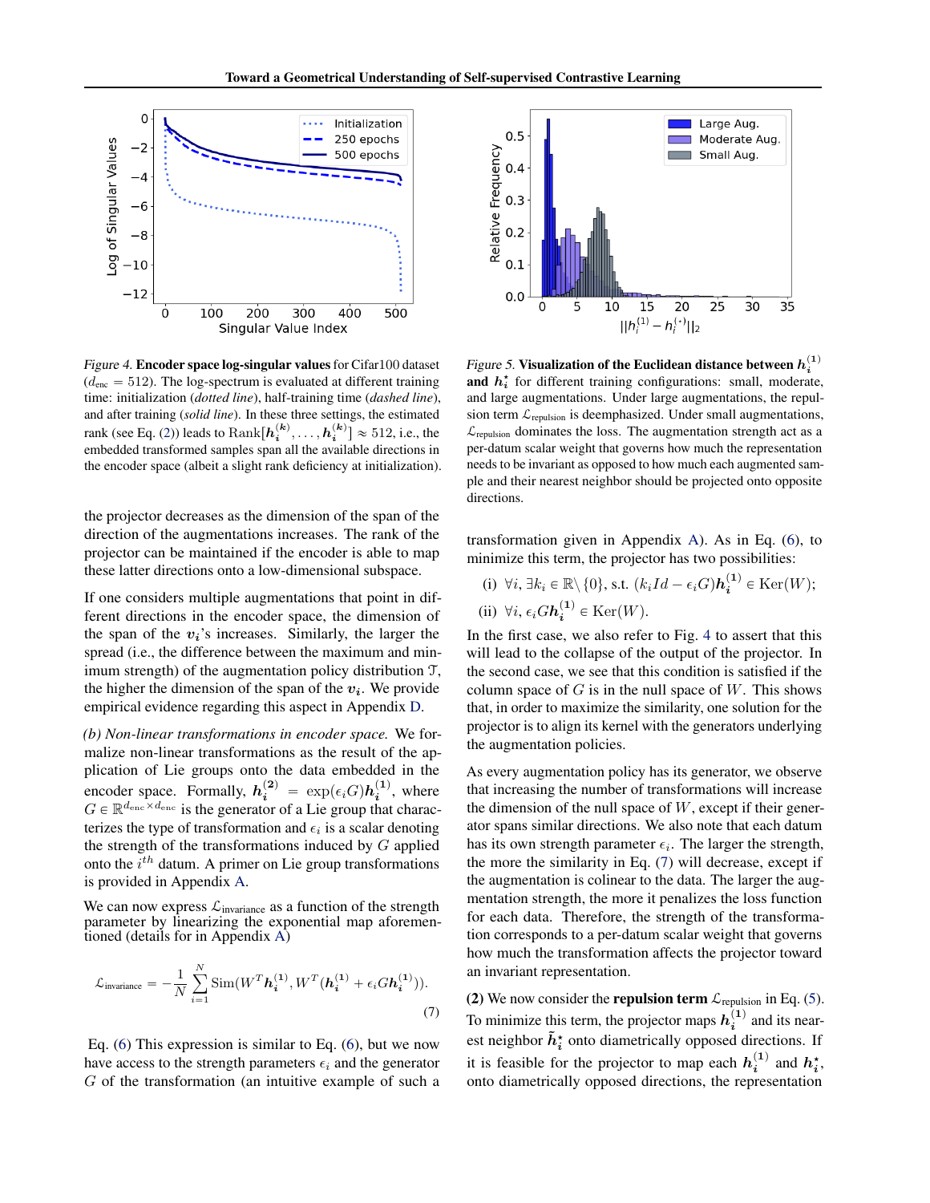*Figure 4.* **Encoder space log-singular values** for Cifar100 dataset ($d_{\text{enc}} = 512$). The log-spectrum is evaluated at different training time: initialization (*dotted line*), half-training time (*dashed line*), and after training (*solid line*). In these three settings, the estimated rank (see Eq. (2)) leads to $\text{Rank}[\boldsymbol{h}_i^{(k)}, \ldots, \boldsymbol{h}_i^{(k)}] \approx 512$, i.e., the embedded transformed samples span all the available directions in the encoder space (albeit a slight rank deficiency at initialization).

*Figure 5.* **Visualization of the Euclidean distance between $\boldsymbol{h}_i^{(1)}$ and $\boldsymbol{h}_i^{\star}$** for different training configurations: small, moderate, and large augmentations. Under large augmentations, the repulsion term $\mathcal{L}_{\text{repulsion}}$ is deemphasized. Under small augmentations, $\mathcal{L}_{\text{repulsion}}$ dominates the loss. The augmentation strength act as a per-datum scalar weight that governs how much the representation needs to be invariant as opposed to how much each augmented sample and their nearest neighbor should be projected onto opposite directions.

the projector decreases as the dimension of the span of the direction of the augmentations increases. The rank of the projector can be maintained if the encoder is able to map these latter directions onto a low-dimensional subspace.

If one considers multiple augmentations that point in different directions in the encoder space, the dimension of the span of the $\boldsymbol{v}_i$'s increases. Similarly, the larger the spread (i.e., the difference between the maximum and minimum strength) of the augmentation policy distribution $\mathcal{T}$, the higher the dimension of the span of the $\boldsymbol{v}_i$. We provide empirical evidence regarding this aspect in Appendix D.

*(b) Non-linear transformations in encoder space.* We formalize non-linear transformations as the result of the application of Lie groups onto the data embedded in the encoder space. Formally, $\boldsymbol{h}_i^{(2)} = \exp(\epsilon_i G)\boldsymbol{h}_i^{(1)}$, where $G \in \mathbb{R}^{d_{\text{enc}} \times d_{\text{enc}}}$ is the generator of a Lie group that characterizes the type of transformation and $\epsilon_i$ is a scalar denoting the strength of the transformations induced by $G$ applied onto the $i^{th}$ datum. A primer on Lie group transformations is provided in Appendix A.

We can now express $\mathcal{L}_{\text{invariance}}$ as a function of the strength parameter by linearizing the exponential map aforementioned (details for in Appendix A)

$$\mathcal{L}_{\text{invariance}} = -\frac{1}{N}\sum_{i=1}^{N} \text{Sim}(W^T \boldsymbol{h}_i^{(1)}, W^T(\boldsymbol{h}_i^{(1)} + \epsilon_i G \boldsymbol{h}_i^{(1)})). \tag{7}$$

Eq. (6) This expression is similar to Eq. (6), but we now have access to the strength parameters $\epsilon_i$ and the generator $G$ of the transformation (an intuitive example of such a transformation given in Appendix A). As in Eq. (6), to minimize this term, the projector has two possibilities:

(i) $\forall i, \exists k_i \in \mathbb{R}\backslash\{0\}$, s.t. $(k_i Id - \epsilon_i G)\boldsymbol{h}_i^{(1)} \in \text{Ker}(W)$;

(ii) $\forall i, \epsilon_i G \boldsymbol{h}_i^{(1)} \in \text{Ker}(W)$.

In the first case, we also refer to Fig. 4 to assert that this will lead to the collapse of the output of the projector. In the second case, we see that this condition is satisfied if the column space of $G$ is in the null space of $W$. This shows that, in order to maximize the similarity, one solution for the projector is to align its kernel with the generators underlying the augmentation policies.

As every augmentation policy has its generator, we observe that increasing the number of transformations will increase the dimension of the null space of $W$, except if their generator spans similar directions. We also note that each datum has its own strength parameter $\epsilon_i$. The larger the strength, the more the similarity in Eq. (7) will decrease, except if the augmentation is colinear to the data. The larger the augmentation strength, the more it penalizes the loss function for each data. Therefore, the strength of the transformation corresponds to a per-datum scalar weight that governs how much the transformation affects the projector toward an invariant representation.

**(2)** We now consider the **repulsion term** $\mathcal{L}_{\text{repulsion}}$ in Eq. (5). To minimize this term, the projector maps $\boldsymbol{h}_i^{(1)}$ and its nearest neighbor $\tilde{\boldsymbol{h}}_i^{\star}$ onto diametrically opposed directions. If it is feasible for the projector to map each $\boldsymbol{h}_i^{(1)}$ and $\boldsymbol{h}_i^{\star}$, onto diametrically opposed directions, the representation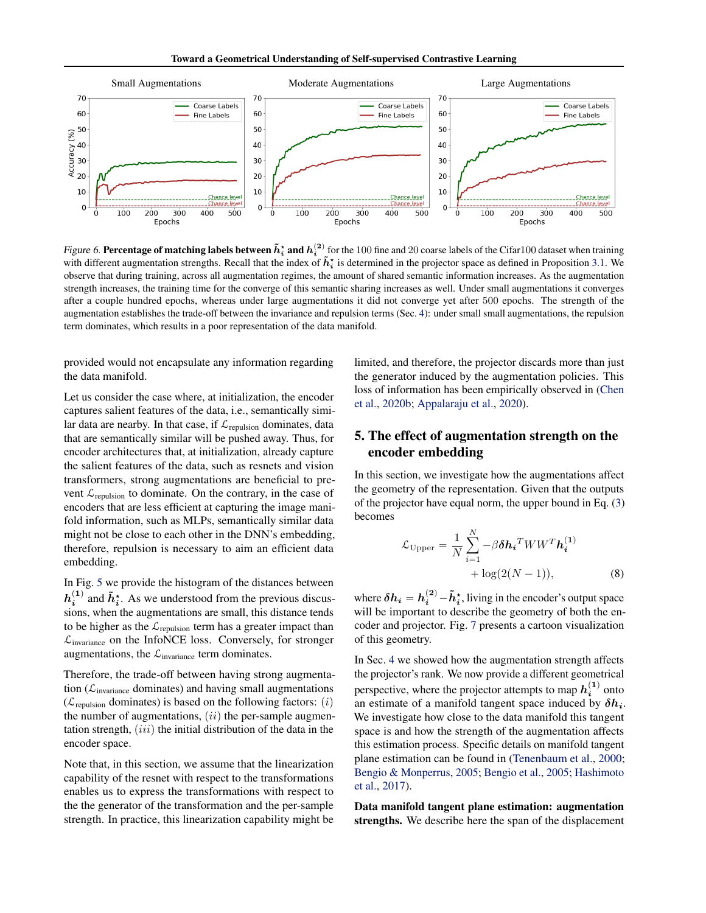Figure 6. **Percentage of matching labels between $\tilde{h}_i^\star$ and $h_i^{(2)}$** for the 100 fine and 20 coarse labels of the Cifar100 dataset when training with different augmentation strengths. Recall that the index of $\tilde{h}_i^\star$ is determined in the projector space as defined in Proposition 3.1. We observe that during training, across all augmentation regimes, the amount of shared semantic information increases. As the augmentation strength increases, the training time for the converge of this semantic sharing increases as well. Under small augmentations it converges after a couple hundred epochs, whereas under large augmentations it did not converge yet after 500 epochs. The strength of the augmentation establishes the trade-off between the invariance and repulsion terms (Sec. 4): under small small augmentations, the repulsion term dominates, which results in a poor representation of the data manifold.

provided would not encapsulate any information regarding the data manifold.

Let us consider the case where, at initialization, the encoder captures salient features of the data, i.e., semantically similar data are nearby. In that case, if $\mathcal{L}_{\text{repulsion}}$ dominates, data that are semantically similar will be pushed away. Thus, for encoder architectures that, at initialization, already capture the salient features of the data, such as resnets and vision transformers, strong augmentations are beneficial to prevent $\mathcal{L}_{\text{repulsion}}$ to dominate. On the contrary, in the case of encoders that are less efficient at capturing the image manifold information, such as MLPs, semantically similar data might not be close to each other in the DNN's embedding, therefore, repulsion is necessary to aim an efficient data embedding.

In Fig. 5 we provide the histogram of the distances between $h_i^{(1)}$ and $\tilde{h}_i^\star$. As we understood from the previous discussions, when the augmentations are small, this distance tends to be higher as the $\mathcal{L}_{\text{repulsion}}$ term has a greater impact than $\mathcal{L}_{\text{invariance}}$ on the InfoNCE loss. Conversely, for stronger augmentations, the $\mathcal{L}_{\text{invariance}}$ term dominates.

Therefore, the trade-off between having strong augmentation ($\mathcal{L}_{\text{invariance}}$ dominates) and having small augmentations ($\mathcal{L}_{\text{repulsion}}$ dominates) is based on the following factors: $(i)$ the number of augmentations, $(ii)$ the per-sample augmentation strength, $(iii)$ the initial distribution of the data in the encoder space.

Note that, in this section, we assume that the linearization capability of the resnet with respect to the transformations enables us to express the transformations with respect to the the generator of the transformation and the per-sample strength. In practice, this linearization capability might be limited, and therefore, the projector discards more than just the generator induced by the augmentation policies. This loss of information has been empirically observed in (Chen et al., 2020b; Appalaraju et al., 2020).

## 5. The effect of augmentation strength on the encoder embedding

In this section, we investigate how the augmentations affect the geometry of the representation. Given that the outputs of the projector have equal norm, the upper bound in Eq. (3) becomes

$$\mathcal{L}_{\text{Upper}} = \frac{1}{N}\sum_{i=1}^{N} -\beta \boldsymbol{\delta h_i}^T W W^T \boldsymbol{h}_i^{(1)} + \log(2(N-1)), \tag{8}$$

where $\boldsymbol{\delta h_i} = \boldsymbol{h}_i^{(2)} - \tilde{\boldsymbol{h}}_i^\star$, living in the encoder's output space will be important to describe the geometry of both the encoder and projector. Fig. 7 presents a cartoon visualization of this geometry.

In Sec. 4 we showed how the augmentation strength affects the projector's rank. We now provide a different geometrical perspective, where the projector attempts to map $\boldsymbol{h}_i^{(1)}$ onto an estimate of a manifold tangent space induced by $\boldsymbol{\delta h_i}$. We investigate how close to the data manifold this tangent space is and how the strength of the augmentation affects this estimation process. Specific details on manifold tangent plane estimation can be found in (Tenenbaum et al., 2000; Bengio & Monperrus, 2005; Bengio et al., 2005; Hashimoto et al., 2017).

**Data manifold tangent plane estimation: augmentation strengths.** We describe here the span of the displacement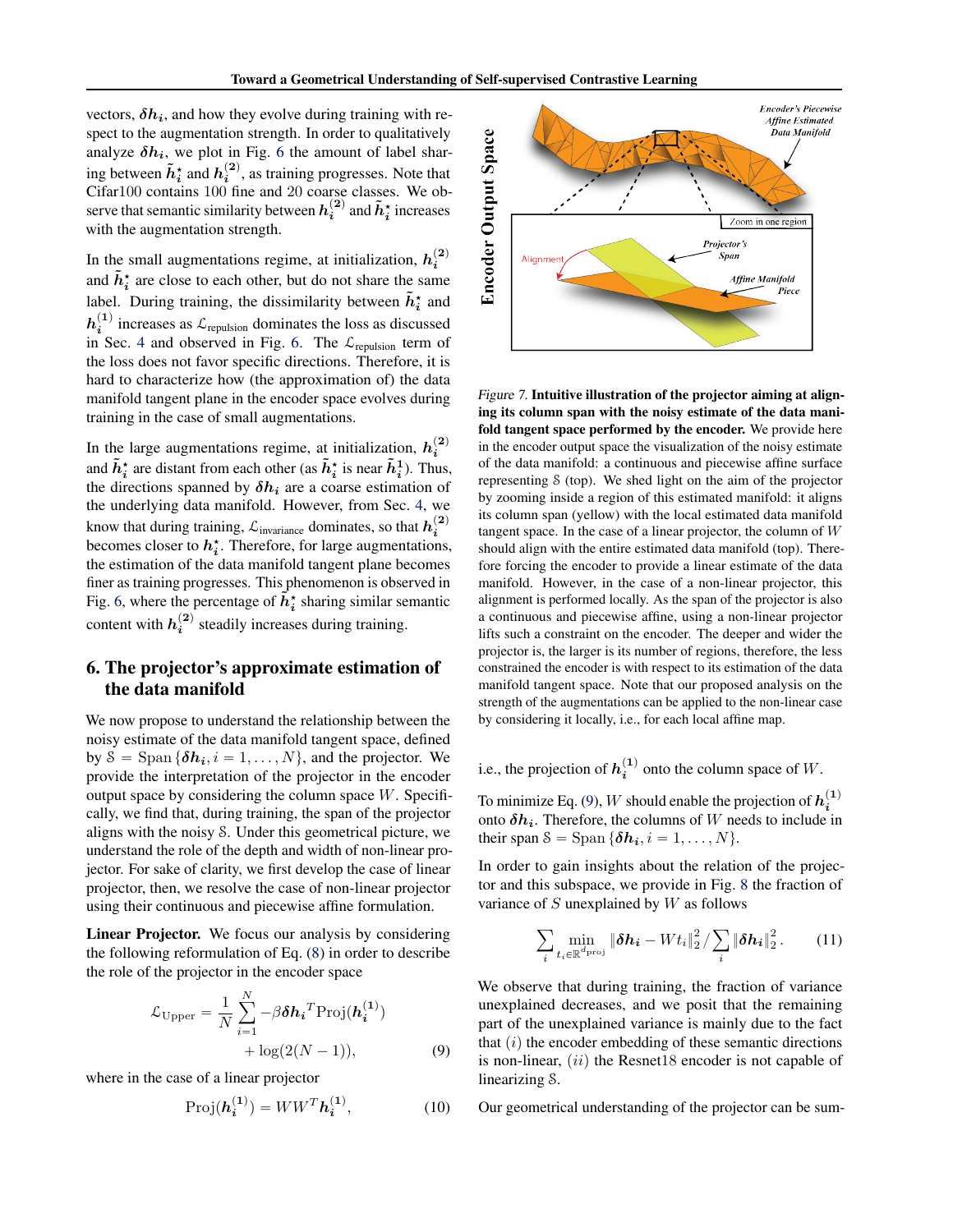vectors, $\boldsymbol{\delta h_i}$, and how they evolve during training with respect to the augmentation strength. In order to qualitatively analyze $\boldsymbol{\delta h_i}$, we plot in Fig. 6 the amount of label sharing between $\tilde{\boldsymbol{h}}_i^\star$ and $\boldsymbol{h}_i^{(2)}$, as training progresses. Note that Cifar100 contains 100 fine and 20 coarse classes. We observe that semantic similarity between $\boldsymbol{h}_i^{(2)}$ and $\tilde{\boldsymbol{h}}_i^\star$ increases with the augmentation strength.

In the small augmentations regime, at initialization, $\boldsymbol{h}_i^{(2)}$ and $\tilde{\boldsymbol{h}}_i^\star$ are close to each other, but do not share the same label. During training, the dissimilarity between $\tilde{\boldsymbol{h}}_i^\star$ and $\boldsymbol{h}_i^{(1)}$ increases as $\mathcal{L}_{\text{repulsion}}$ dominates the loss as discussed in Sec. 4 and observed in Fig. 6. The $\mathcal{L}_{\text{repulsion}}$ term of the loss does not favor specific directions. Therefore, it is hard to characterize how (the approximation of) the data manifold tangent plane in the encoder space evolves during training in the case of small augmentations.

In the large augmentations regime, at initialization, $\boldsymbol{h}_i^{(2)}$ and $\tilde{\boldsymbol{h}}_i^\star$ are distant from each other (as $\tilde{\boldsymbol{h}}_i^\star$ is near $\tilde{\boldsymbol{h}}_i^{\boldsymbol{1}}$). Thus, the directions spanned by $\boldsymbol{\delta h_i}$ are a coarse estimation of the underlying data manifold. However, from Sec. 4, we know that during training, $\mathcal{L}_{\text{invariance}}$ dominates, so that $\boldsymbol{h}_i^{(2)}$ becomes closer to $\boldsymbol{h}_i^\star$. Therefore, for large augmentations, the estimation of the data manifold tangent plane becomes finer as training progresses. This phenomenon is observed in Fig. 6, where the percentage of $\tilde{\boldsymbol{h}}_i^\star$ sharing similar semantic content with $\boldsymbol{h}_i^{(2)}$ steadily increases during training.

## 6. The projector's approximate estimation of the data manifold

We now propose to understand the relationship between the noisy estimate of the data manifold tangent space, defined by $\mathcal{S} = \text{Span}\{\boldsymbol{\delta h_i}, i = 1, \ldots, N\}$, and the projector. We provide the interpretation of the projector in the encoder output space by considering the column space $W$. Specifically, we find that, during training, the span of the projector aligns with the noisy $\mathcal{S}$. Under this geometrical picture, we understand the role of the depth and width of non-linear projector. For sake of clarity, we first develop the case of linear projector, then, we resolve the case of non-linear projector using their continuous and piecewise affine formulation.

**Linear Projector.** We focus our analysis by considering the following reformulation of Eq. (8) in order to describe the role of the projector in the encoder space

$$\mathcal{L}_{\text{Upper}} = \frac{1}{N}\sum_{i=1}^{N} -\beta \boldsymbol{\delta h_i}^T \text{Proj}(\boldsymbol{h}_i^{(1)}) + \log(2(N-1)), \quad (9)$$

where in the case of a linear projector

$$\text{Proj}(\boldsymbol{h}_i^{(1)}) = WW^T\boldsymbol{h}_i^{(1)}, \quad (10)$$

*Figure 7.* **Intuitive illustration of the projector aiming at aligning its column span with the noisy estimate of the data manifold tangent space performed by the encoder.** We provide here in the encoder output space the visualization of the noisy estimate of the data manifold: a continuous and piecewise affine surface representing $\mathcal{S}$ (top). We shed light on the aim of the projector by zooming inside a region of this estimated manifold: it aligns its column span (yellow) with the local estimated data manifold tangent space. In the case of a linear projector, the column of $W$ should align with the entire estimated data manifold (top). Therefore forcing the encoder to provide a linear estimate of the data manifold. However, in the case of a non-linear projector, this alignment is performed locally. As the span of the projector is also a continuous and piecewise affine, using a non-linear projector lifts such a constraint on the encoder. The deeper and wider the projector is, the larger is its number of regions, therefore, the less constrained the encoder is with respect to its estimation of the data manifold tangent space. Note that our proposed analysis on the strength of the augmentations can be applied to the non-linear case by considering it locally, i.e., for each local affine map.

i.e., the projection of $\boldsymbol{h}_i^{(1)}$ onto the column space of $W$.

To minimize Eq. (9), $W$ should enable the projection of $\boldsymbol{h}_i^{(1)}$ onto $\boldsymbol{\delta h_i}$. Therefore, the columns of $W$ needs to include in their span $\mathcal{S} = \text{Span}\{\boldsymbol{\delta h_i}, i = 1, \ldots, N\}$.

In order to gain insights about the relation of the projector and this subspace, we provide in Fig. 8 the fraction of variance of $S$ unexplained by $W$ as follows

$$\sum_i \min_{t_i \in \mathbb{R}^{d_{\text{proj}}}} \|\boldsymbol{\delta h_i} - Wt_i\|_2^2 / \sum_i \|\boldsymbol{\delta h_i}\|_2^2 . \quad (11)$$

We observe that during training, the fraction of variance unexplained decreases, and we posit that the remaining part of the unexplained variance is mainly due to the fact that $(i)$ the encoder embedding of these semantic directions is non-linear, $(ii)$ the Resnet18 encoder is not capable of linearizing $\mathcal{S}$.

Our geometrical understanding of the projector can be sum-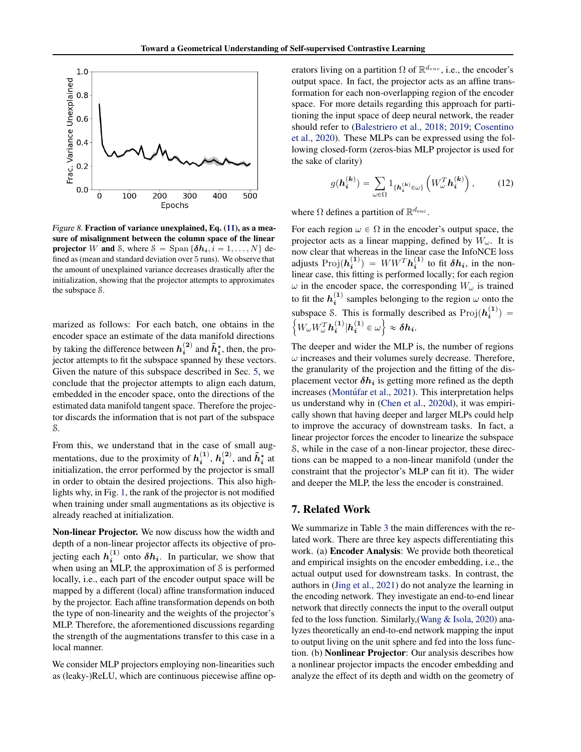Figure 8. **Fraction of variance unexplained, Eq. (11), as a measure of misalignment between the column space of the linear projector** $W$ **and** $\mathbb{S}$, where $\mathbb{S} = \mathrm{Span}\{\boldsymbol{\delta h_i}, i = 1, \ldots, N\}$ defined as (mean and standard deviation over 5 runs). We observe that the amount of unexplained variance decreases drastically after the initialization, showing that the projector attempts to approximates the subspace $\mathbb{S}$.

marized as follows: For each batch, one obtains in the encoder space an estimate of the data manifold directions by taking the difference between $\boldsymbol{h}_i^{(2)}$ and $\tilde{\boldsymbol{h}}_i^{\star}$, then, the projector attempts to fit the subspace spanned by these vectors. Given the nature of this subspace described in Sec. 5, we conclude that the projector attempts to align each datum, embedded in the encoder space, onto the directions of the estimated data manifold tangent space. Therefore the projector discards the information that is not part of the subspace $\mathbb{S}$.

From this, we understand that in the case of small augmentations, due to the proximity of $\boldsymbol{h}_i^{(1)}$, $\boldsymbol{h}_i^{(2)}$, and $\tilde{\boldsymbol{h}}_i^{\star}$ at initialization, the error performed by the projector is small in order to obtain the desired projections. This also highlights why, in Fig. 1, the rank of the projector is not modified when training under small augmentations as its objective is already reached at initialization.

**Non-linear Projector.** We now discuss how the width and depth of a non-linear projector affects its objective of projecting each $\boldsymbol{h}_i^{(1)}$ onto $\boldsymbol{\delta h_i}$. In particular, we show that when using an MLP, the approximation of $\mathbb{S}$ is performed locally, i.e., each part of the encoder output space will be mapped by a different (local) affine transformation induced by the projector. Each affine transformation depends on both the type of non-linearity and the weights of the projector's MLP. Therefore, the aforementioned discussions regarding the strength of the augmentations transfer to this case in a local manner.

We consider MLP projectors employing non-linearities such as (leaky-)ReLU, which are continuous piecewise affine operators living on a partition $\Omega$ of $\mathbb{R}^{d_{enc}}$, i.e., the encoder's output space. In fact, the projector acts as an affine transformation for each non-overlapping region of the encoder space. For more details regarding this approach for partitioning the input space of deep neural network, the reader should refer to (Balestriero et al., 2018; 2019; Cosentino et al., 2020). These MLPs can be expressed using the following closed-form (zeros-bias MLP projector is used for the sake of clarity)

$$g(\boldsymbol{h}_i^{(k)}) = \sum_{\omega \in \Omega} 1_{\{\boldsymbol{h}_i^{(k)} \in \omega\}} \left( W_\omega^T \boldsymbol{h}_i^{(k)} \right), \tag{12}$$

where $\Omega$ defines a partition of $\mathbb{R}^{d_{enc}}$.

For each region $\omega \in \Omega$ in the encoder's output space, the projector acts as a linear mapping, defined by $W_\omega$. It is now clear that whereas in the linear case the InfoNCE loss adjusts $\mathrm{Proj}(\boldsymbol{h}_i^{(1)}) = WW^T\boldsymbol{h}_i^{(1)}$ to fit $\boldsymbol{\delta h_i}$, in the non-linear case, this fitting is performed locally; for each region $\omega$ in the encoder space, the corresponding $W_\omega$ is trained to fit the $\boldsymbol{h}_i^{(1)}$ samples belonging to the region $\omega$ onto the subspace $\mathbb{S}$. This is formally described as $\mathrm{Proj}(\boldsymbol{h}_i^{(1)}) = \left\{ W_\omega W_\omega^T \boldsymbol{h}_i^{(1)} | \boldsymbol{h}_i^{(1)} \in \omega \right\} \approx \boldsymbol{\delta h_i}$.

The deeper and wider the MLP is, the number of regions $\omega$ increases and their volumes surely decrease. Therefore, the granularity of the projection and the fitting of the displacement vector $\boldsymbol{\delta h_i}$ is getting more refined as the depth increases (Montúfar et al., 2021). This interpretation helps us understand why in (Chen et al., 2020d), it was empirically shown that having deeper and larger MLPs could help to improve the accuracy of downstream tasks. In fact, a linear projector forces the encoder to linearize the subspace $\mathbb{S}$, while in the case of a non-linear projector, these directions can be mapped to a non-linear manifold (under the constraint that the projector's MLP can fit it). The wider and deeper the MLP, the less the encoder is constrained.

## 7. Related Work

We summarize in Table 3 the main differences with the related work. There are three key aspects differentiating this work. (a) **Encoder Analysis**: We provide both theoretical and empirical insights on the encoder embedding, i.e., the actual output used for downstream tasks. In contrast, the authors in (Jing et al., 2021) do not analyze the learning in the encoding network. They investigate an end-to-end linear network that directly connects the input to the overall output fed to the loss function. Similarly,(Wang & Isola, 2020) analyzes theoretically an end-to-end network mapping the input to output living on the unit sphere and fed into the loss function. (b) **Nonlinear Projector**: Our analysis describes how a nonlinear projector impacts the encoder embedding and analyze the effect of its depth and width on the geometry of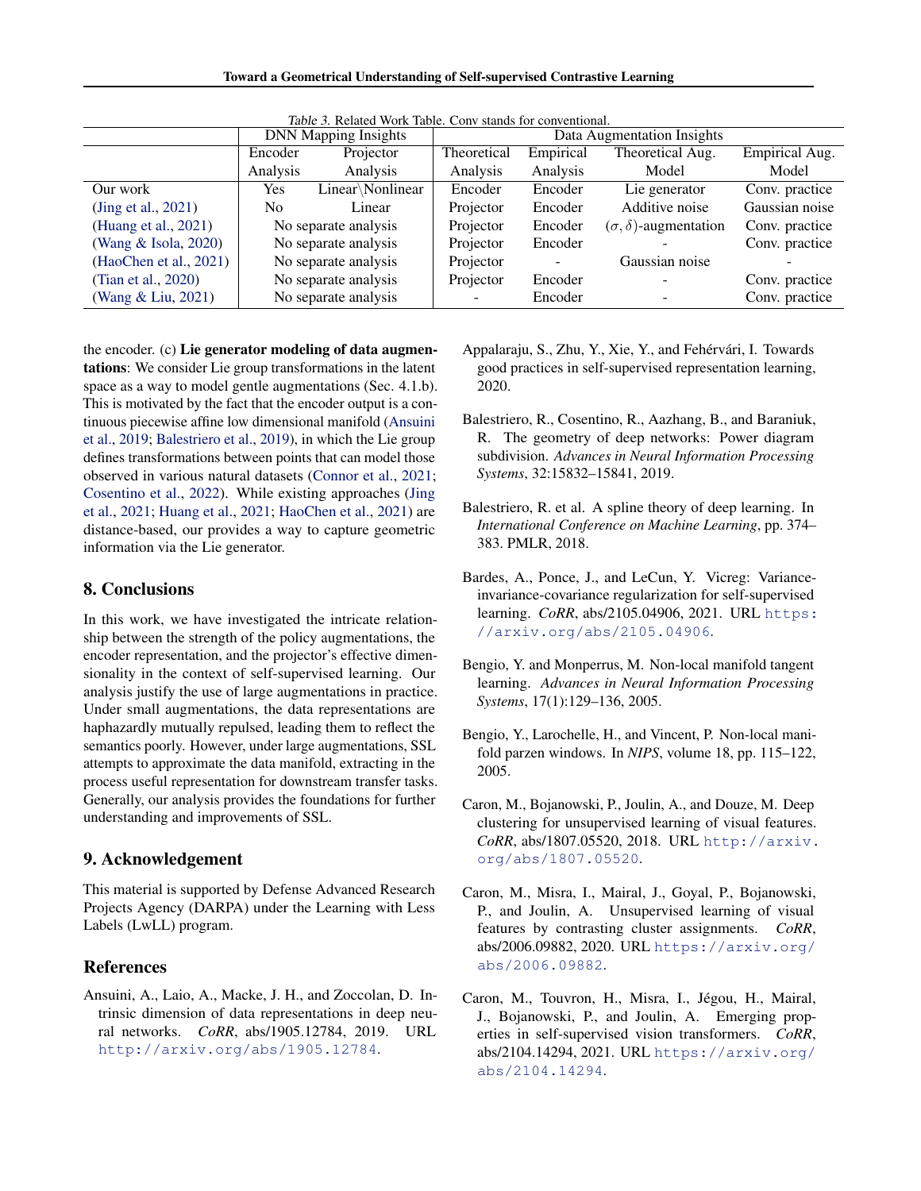Table 3. Related Work Table. Conv stands for conventional.

| | DNN Mapping Insights | | Data Augmentation Insights | | | |
|---|---|---|---|---|---|---|
| | Encoder Analysis | Projector Analysis | Theoretical Analysis | Empirical Analysis | Theoretical Aug. Model | Empirical Aug. Model |
| Our work | Yes | Linear\Nonlinear | Encoder | Encoder | Lie generator | Conv. practice |
| (Jing et al., 2021) | No | Linear | Projector | Encoder | Additive noise | Gaussian noise |
| (Huang et al., 2021) | No separate analysis | | Projector | Encoder | $(\sigma, \delta)$-augmentation | Conv. practice |
| (Wang & Isola, 2020) | No separate analysis | | Projector | Encoder | - | Conv. practice |
| (HaoChen et al., 2021) | No separate analysis | | Projector | - | Gaussian noise | - |
| (Tian et al., 2020) | No separate analysis | | Projector | Encoder | - | Conv. practice |
| (Wang & Liu, 2021) | No separate analysis | | - | Encoder | - | Conv. practice |

the encoder. (c) **Lie generator modeling of data augmentations**: We consider Lie group transformations in the latent space as a way to model gentle augmentations (Sec. 4.1.b). This is motivated by the fact that the encoder output is a continuous piecewise affine low dimensional manifold (Ansuini et al., 2019; Balestriero et al., 2019), in which the Lie group defines transformations between points that can model those observed in various natural datasets (Connor et al., 2021; Cosentino et al., 2022). While existing approaches (Jing et al., 2021; Huang et al., 2021; HaoChen et al., 2021) are distance-based, our provides a way to capture geometric information via the Lie generator.

## 8. Conclusions

In this work, we have investigated the intricate relationship between the strength of the policy augmentations, the encoder representation, and the projector's effective dimensionality in the context of self-supervised learning. Our analysis justify the use of large augmentations in practice. Under small augmentations, the data representations are haphazardly mutually repulsed, leading them to reflect the semantics poorly. However, under large augmentations, SSL attempts to approximate the data manifold, extracting in the process useful representation for downstream transfer tasks. Generally, our analysis provides the foundations for further understanding and improvements of SSL.

## 9. Acknowledgement

This material is supported by Defense Advanced Research Projects Agency (DARPA) under the Learning with Less Labels (LwLL) program.

## References

Ansuini, A., Laio, A., Macke, J. H., and Zoccolan, D. Intrinsic dimension of data representations in deep neural networks. *CoRR*, abs/1905.12784, 2019. URL http://arxiv.org/abs/1905.12784.

Appalaraju, S., Zhu, Y., Xie, Y., and Fehérvári, I. Towards good practices in self-supervised representation learning, 2020.

Balestriero, R., Cosentino, R., Aazhang, B., and Baraniuk, R. The geometry of deep networks: Power diagram subdivision. *Advances in Neural Information Processing Systems*, 32:15832–15841, 2019.

Balestriero, R. et al. A spline theory of deep learning. In *International Conference on Machine Learning*, pp. 374–383. PMLR, 2018.

Bardes, A., Ponce, J., and LeCun, Y. Vicreg: Variance-invariance-covariance regularization for self-supervised learning. *CoRR*, abs/2105.04906, 2021. URL https://arxiv.org/abs/2105.04906.

Bengio, Y. and Monperrus, M. Non-local manifold tangent learning. *Advances in Neural Information Processing Systems*, 17(1):129–136, 2005.

Bengio, Y., Larochelle, H., and Vincent, P. Non-local manifold parzen windows. In *NIPS*, volume 18, pp. 115–122, 2005.

Caron, M., Bojanowski, P., Joulin, A., and Douze, M. Deep clustering for unsupervised learning of visual features. *CoRR*, abs/1807.05520, 2018. URL http://arxiv.org/abs/1807.05520.

Caron, M., Misra, I., Mairal, J., Goyal, P., Bojanowski, P., and Joulin, A. Unsupervised learning of visual features by contrasting cluster assignments. *CoRR*, abs/2006.09882, 2020. URL https://arxiv.org/abs/2006.09882.

Caron, M., Touvron, H., Misra, I., Jégou, H., Mairal, J., Bojanowski, P., and Joulin, A. Emerging properties in self-supervised vision transformers. *CoRR*, abs/2104.14294, 2021. URL https://arxiv.org/abs/2104.14294.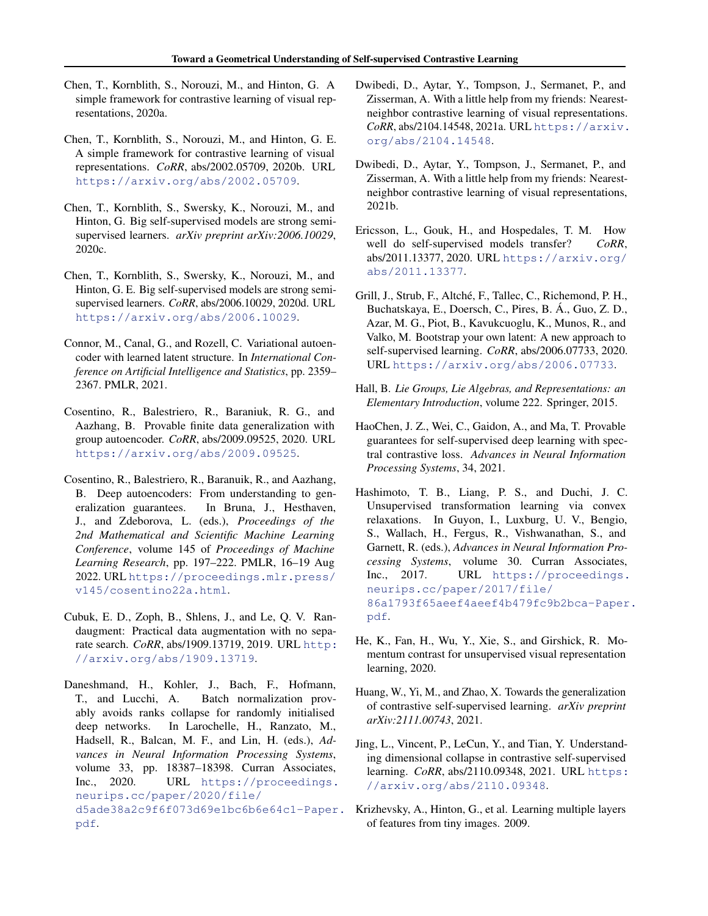Chen, T., Kornblith, S., Norouzi, M., and Hinton, G. A simple framework for contrastive learning of visual representations, 2020a.

Chen, T., Kornblith, S., Norouzi, M., and Hinton, G. E. A simple framework for contrastive learning of visual representations. *CoRR*, abs/2002.05709, 2020b. URL https://arxiv.org/abs/2002.05709.

Chen, T., Kornblith, S., Swersky, K., Norouzi, M., and Hinton, G. Big self-supervised models are strong semi-supervised learners. *arXiv preprint arXiv:2006.10029*, 2020c.

Chen, T., Kornblith, S., Swersky, K., Norouzi, M., and Hinton, G. E. Big self-supervised models are strong semi-supervised learners. *CoRR*, abs/2006.10029, 2020d. URL https://arxiv.org/abs/2006.10029.

Connor, M., Canal, G., and Rozell, C. Variational autoencoder with learned latent structure. In *International Conference on Artificial Intelligence and Statistics*, pp. 2359–2367. PMLR, 2021.

Cosentino, R., Balestriero, R., Baraniuk, R. G., and Aazhang, B. Provable finite data generalization with group autoencoder. *CoRR*, abs/2009.09525, 2020. URL https://arxiv.org/abs/2009.09525.

Cosentino, R., Balestriero, R., Baranuik, R., and Aazhang, B. Deep autoencoders: From understanding to generalization guarantees. In Bruna, J., Hesthaven, J., and Zdeborova, L. (eds.), *Proceedings of the 2nd Mathematical and Scientific Machine Learning Conference*, volume 145 of *Proceedings of Machine Learning Research*, pp. 197–222. PMLR, 16–19 Aug 2022. URL https://proceedings.mlr.press/v145/cosentino22a.html.

Cubuk, E. D., Zoph, B., Shlens, J., and Le, Q. V. Randaugment: Practical data augmentation with no separate search. *CoRR*, abs/1909.13719, 2019. URL http://arxiv.org/abs/1909.13719.

Daneshmand, H., Kohler, J., Bach, F., Hofmann, T., and Lucchi, A. Batch normalization provably avoids ranks collapse for randomly initialised deep networks. In Larochelle, H., Ranzato, M., Hadsell, R., Balcan, M. F., and Lin, H. (eds.), *Advances in Neural Information Processing Systems*, volume 33, pp. 18387–18398. Curran Associates, Inc., 2020. URL https://proceedings.neurips.cc/paper/2020/file/d5ade38a2c9f6f073d69e1bc6b6e64c1-Paper.pdf.

Dwibedi, D., Aytar, Y., Tompson, J., Sermanet, P., and Zisserman, A. With a little help from my friends: Nearest-neighbor contrastive learning of visual representations. *CoRR*, abs/2104.14548, 2021a. URL https://arxiv.org/abs/2104.14548.

Dwibedi, D., Aytar, Y., Tompson, J., Sermanet, P., and Zisserman, A. With a little help from my friends: Nearest-neighbor contrastive learning of visual representations, 2021b.

Ericsson, L., Gouk, H., and Hospedales, T. M. How well do self-supervised models transfer? *CoRR*, abs/2011.13377, 2020. URL https://arxiv.org/abs/2011.13377.

Grill, J., Strub, F., Altché, F., Tallec, C., Richemond, P. H., Buchatskaya, E., Doersch, C., Pires, B. Á., Guo, Z. D., Azar, M. G., Piot, B., Kavukcuoglu, K., Munos, R., and Valko, M. Bootstrap your own latent: A new approach to self-supervised learning. *CoRR*, abs/2006.07733, 2020. URL https://arxiv.org/abs/2006.07733.

Hall, B. *Lie Groups, Lie Algebras, and Representations: an Elementary Introduction*, volume 222. Springer, 2015.

HaoChen, J. Z., Wei, C., Gaidon, A., and Ma, T. Provable guarantees for self-supervised deep learning with spectral contrastive loss. *Advances in Neural Information Processing Systems*, 34, 2021.

Hashimoto, T. B., Liang, P. S., and Duchi, J. C. Unsupervised transformation learning via convex relaxations. In Guyon, I., Luxburg, U. V., Bengio, S., Wallach, H., Fergus, R., Vishwanathan, S., and Garnett, R. (eds.), *Advances in Neural Information Processing Systems*, volume 30. Curran Associates, Inc., 2017. URL https://proceedings.neurips.cc/paper/2017/file/86a1793f65aeef4aeef4b479fc9b2bca-Paper.pdf.

He, K., Fan, H., Wu, Y., Xie, S., and Girshick, R. Momentum contrast for unsupervised visual representation learning, 2020.

Huang, W., Yi, M., and Zhao, X. Towards the generalization of contrastive self-supervised learning. *arXiv preprint arXiv:2111.00743*, 2021.

Jing, L., Vincent, P., LeCun, Y., and Tian, Y. Understanding dimensional collapse in contrastive self-supervised learning. *CoRR*, abs/2110.09348, 2021. URL https://arxiv.org/abs/2110.09348.

Krizhevsky, A., Hinton, G., et al. Learning multiple layers of features from tiny images. 2009.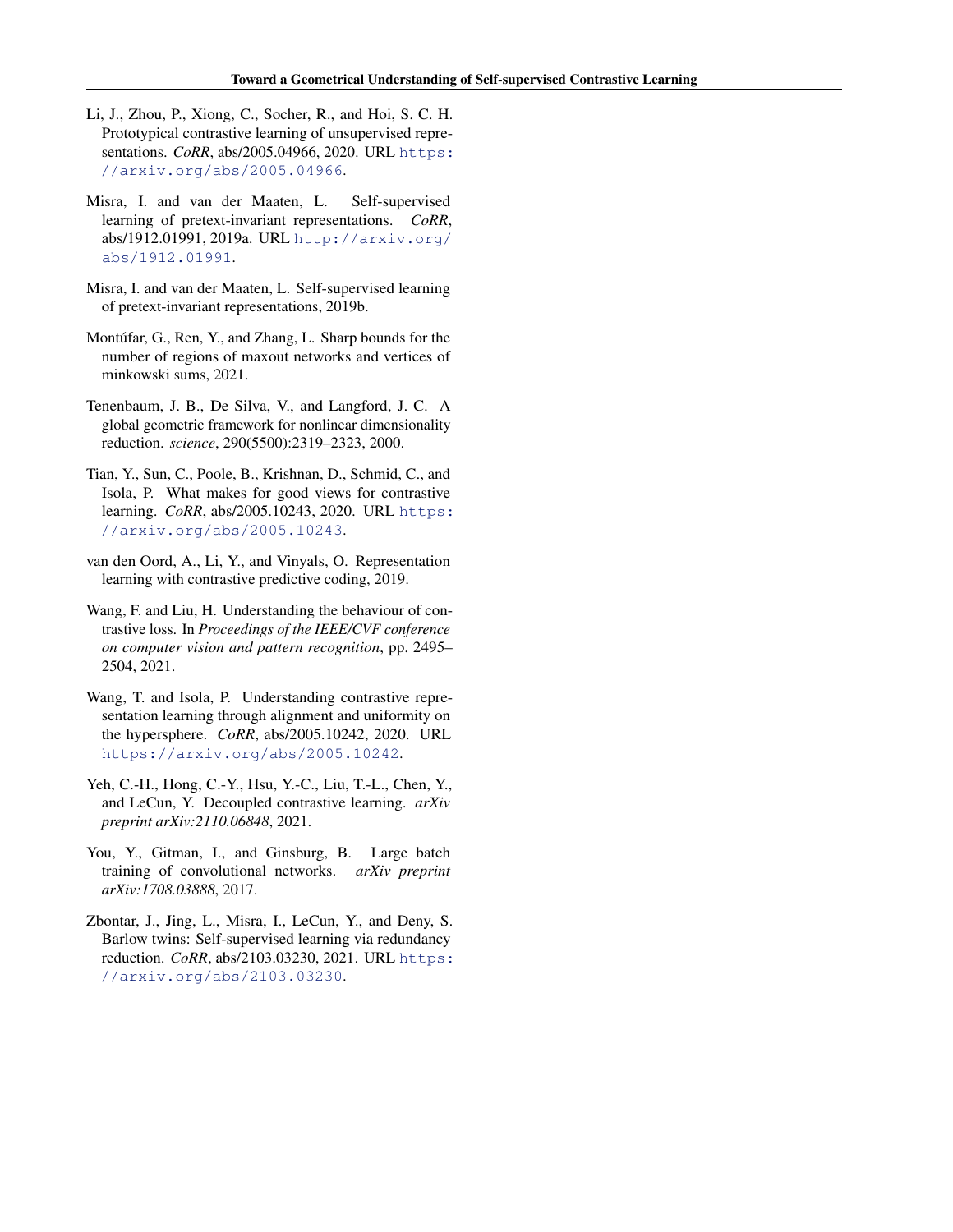Li, J., Zhou, P., Xiong, C., Socher, R., and Hoi, S. C. H. Prototypical contrastive learning of unsupervised representations. *CoRR*, abs/2005.04966, 2020. URL https://arxiv.org/abs/2005.04966.

Misra, I. and van der Maaten, L. Self-supervised learning of pretext-invariant representations. *CoRR*, abs/1912.01991, 2019a. URL http://arxiv.org/abs/1912.01991.

Misra, I. and van der Maaten, L. Self-supervised learning of pretext-invariant representations, 2019b.

Montúfar, G., Ren, Y., and Zhang, L. Sharp bounds for the number of regions of maxout networks and vertices of minkowski sums, 2021.

Tenenbaum, J. B., De Silva, V., and Langford, J. C. A global geometric framework for nonlinear dimensionality reduction. *science*, 290(5500):2319–2323, 2000.

Tian, Y., Sun, C., Poole, B., Krishnan, D., Schmid, C., and Isola, P. What makes for good views for contrastive learning. *CoRR*, abs/2005.10243, 2020. URL https://arxiv.org/abs/2005.10243.

van den Oord, A., Li, Y., and Vinyals, O. Representation learning with contrastive predictive coding, 2019.

Wang, F. and Liu, H. Understanding the behaviour of contrastive loss. In *Proceedings of the IEEE/CVF conference on computer vision and pattern recognition*, pp. 2495–2504, 2021.

Wang, T. and Isola, P. Understanding contrastive representation learning through alignment and uniformity on the hypersphere. *CoRR*, abs/2005.10242, 2020. URL https://arxiv.org/abs/2005.10242.

Yeh, C.-H., Hong, C.-Y., Hsu, Y.-C., Liu, T.-L., Chen, Y., and LeCun, Y. Decoupled contrastive learning. *arXiv preprint arXiv:2110.06848*, 2021.

You, Y., Gitman, I., and Ginsburg, B. Large batch training of convolutional networks. *arXiv preprint arXiv:1708.03888*, 2017.

Zbontar, J., Jing, L., Misra, I., LeCun, Y., and Deny, S. Barlow twins: Self-supervised learning via redundancy reduction. *CoRR*, abs/2103.03230, 2021. URL https://arxiv.org/abs/2103.03230.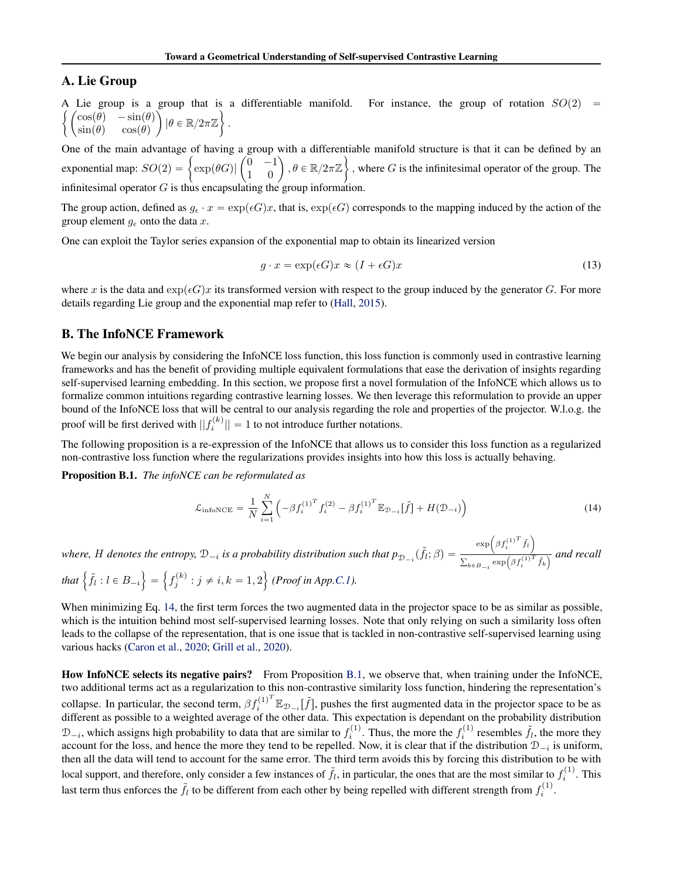## A. Lie Group

A Lie group is a group that is a differentiable manifold. For instance, the group of rotation $SO(2) = \left\{ \begin{pmatrix} \cos(\theta) & -\sin(\theta) \\ \sin(\theta) & \cos(\theta) \end{pmatrix} | \theta \in \mathbb{R}/2\pi\mathbb{Z} \right\}$.

One of the main advantage of having a group with a differentiable manifold structure is that it can be defined by an exponential map: $SO(2) = \left\{ \exp(\theta G) | \begin{pmatrix} 0 & -1 \\ 1 & 0 \end{pmatrix}, \theta \in \mathbb{R}/2\pi\mathbb{Z} \right\}$, where $G$ is the infinitesimal operator of the group. The infinitesimal operator $G$ is thus encapsulating the group information.

The group action, defined as $g_\epsilon \cdot x = \exp(\epsilon G)x$, that is, $\exp(\epsilon G)$ corresponds to the mapping induced by the action of the group element $g_\epsilon$ onto the data $x$.

One can exploit the Taylor series expansion of the exponential map to obtain its linearized version

$$g \cdot x = \exp(\epsilon G)x \approx (I + \epsilon G)x \tag{13}$$

where $x$ is the data and $\exp(\epsilon G)x$ its transformed version with respect to the group induced by the generator $G$. For more details regarding Lie group and the exponential map refer to (Hall, 2015).

## B. The InfoNCE Framework

We begin our analysis by considering the InfoNCE loss function, this loss function is commonly used in contrastive learning frameworks and has the benefit of providing multiple equivalent formulations that ease the derivation of insights regarding self-supervised learning embedding. In this section, we propose first a novel formulation of the InfoNCE which allows us to formalize common intuitions regarding contrastive learning losses. We then leverage this reformulation to provide an upper bound of the InfoNCE loss that will be central to our analysis regarding the role and properties of the projector. W.l.o.g. the proof will be first derived with $||f_i^{(k)}|| = 1$ to not introduce further notations.

The following proposition is a re-expression of the InfoNCE that allows us to consider this loss function as a regularized non-contrastive loss function where the regularizations provides insights into how this loss is actually behaving.

**Proposition B.1.** *The infoNCE can be reformulated as*

$$\mathcal{L}_{\text{infoNCE}} = \frac{1}{N} \sum_{i=1}^{N} \left( -\beta f_i^{(1)^T} f_i^{(2)} - \beta f_i^{(1)^T} \mathbb{E}_{\mathcal{D}_{-i}}[\tilde{f}] + H(\mathcal{D}_{-i}) \right) \tag{14}$$

*where, $H$ denotes the entropy, $\mathcal{D}_{-i}$ is a probability distribution such that $p_{\mathcal{D}_{-i}}(\tilde{f}_l; \beta) = \frac{\exp\left(\beta f_i^{(1)^T} \tilde{f}_l\right)}{\sum_{k \in B_{-i}} \exp\left(\beta f_i^{(1)^T} \tilde{f}_k\right)}$ and recall that $\left\{\tilde{f}_l : l \in B_{-i}\right\} = \left\{f_j^{(k)} : j \neq i, k = 1, 2\right\}$ (Proof in App.C.1).*

When minimizing Eq. 14, the first term forces the two augmented data in the projector space to be as similar as possible, which is the intuition behind most self-supervised learning losses. Note that only relying on such a similarity loss often leads to the collapse of the representation, that is one issue that is tackled in non-contrastive self-supervised learning using various hacks (Caron et al., 2020; Grill et al., 2020).

**How InfoNCE selects its negative pairs?** From Proposition B.1, we observe that, when training under the InfoNCE, two additional terms act as a regularization to this non-contrastive similarity loss function, hindering the representation's collapse. In particular, the second term, $\beta f_i^{(1)^T} \mathbb{E}_{\mathcal{D}_{-i}}[\tilde{f}]$, pushes the first augmented data in the projector space to be as different as possible to a weighted average of the other data. This expectation is dependant on the probability distribution $\mathcal{D}_{-i}$, which assigns high probability to data that are similar to $f_i^{(1)}$. Thus, the more the $f_i^{(1)}$ resembles $\tilde{f}_l$, the more they account for the loss, and hence the more they tend to be repelled. Now, it is clear that if the distribution $\mathcal{D}_{-i}$ is uniform, then all the data will tend to account for the same error. The third term avoids this by forcing this distribution to be with local support, and therefore, only consider a few instances of $\tilde{f}_l$, in particular, the ones that are the most similar to $f_i^{(1)}$. This last term thus enforces the $\tilde{f}_l$ to be different from each other by being repelled with different strength from $f_i^{(1)}$.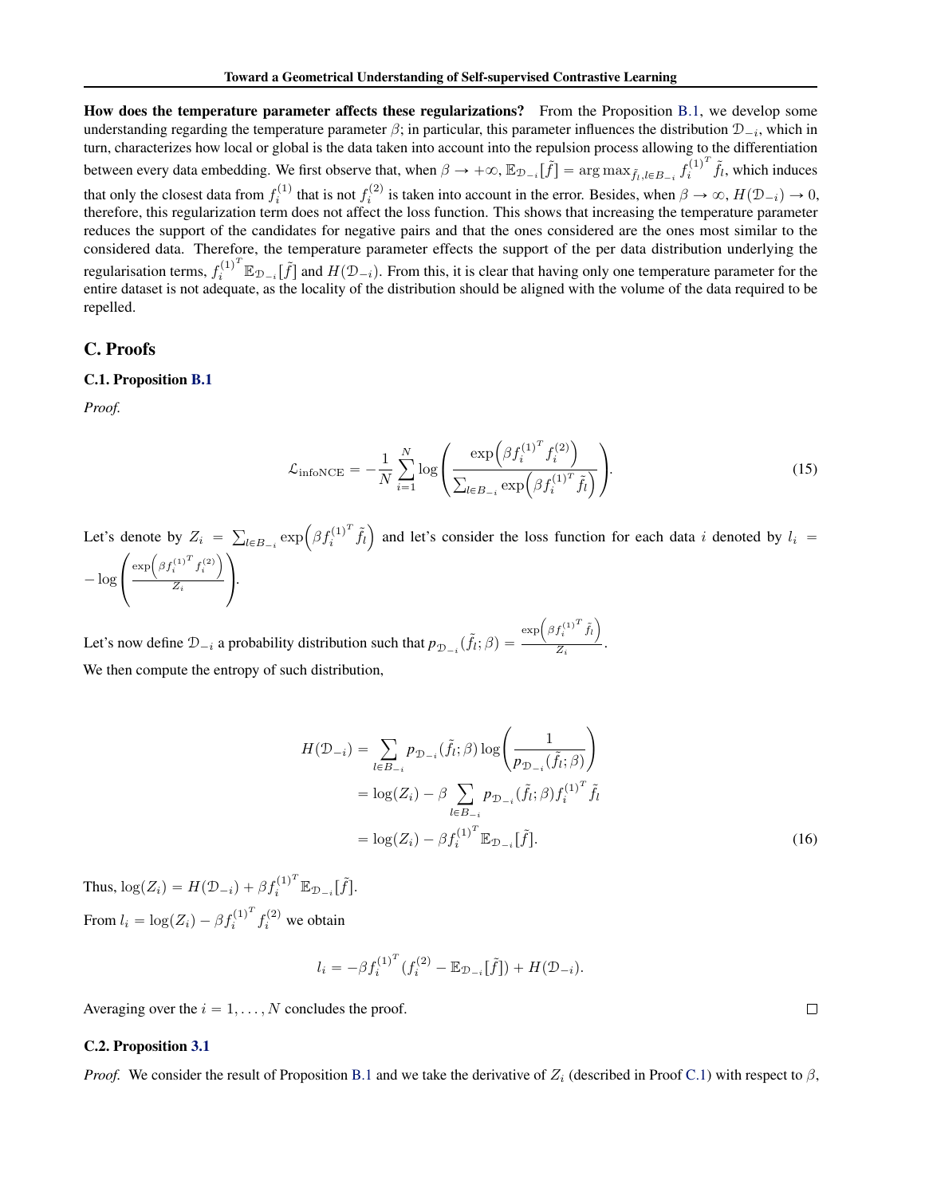**How does the temperature parameter affects these regularizations?** From the Proposition B.1, we develop some understanding regarding the temperature parameter $\beta$; in particular, this parameter influences the distribution $\mathcal{D}_{-i}$, which in turn, characterizes how local or global is the data taken into account into the repulsion process allowing to the differentiation between every data embedding. We first observe that, when $\beta \to +\infty$, $\mathbb{E}_{\mathcal{D}_{-i}}[\tilde{f}] = \arg\max_{\tilde{f}_l, l \in B_{-i}} {f_i^{(1)}}^T \tilde{f}_l$, which induces that only the closest data from $f_i^{(1)}$ that is not $f_i^{(2)}$ is taken into account in the error. Besides, when $\beta \to \infty$, $H(\mathcal{D}_{-i}) \to 0$, therefore, this regularization term does not affect the loss function. This shows that increasing the temperature parameter reduces the support of the candidates for negative pairs and that the ones considered are the ones most similar to the considered data. Therefore, the temperature parameter effects the support of the per data distribution underlying the regularisation terms, ${f_i^{(1)}}^T \mathbb{E}_{\mathcal{D}_{-i}}[\tilde{f}]$ and $H(\mathcal{D}_{-i})$. From this, it is clear that having only one temperature parameter for the entire dataset is not adequate, as the locality of the distribution should be aligned with the volume of the data required to be repelled.

## C. Proofs

### C.1. Proposition B.1

*Proof.*

$$\mathcal{L}_{\text{infoNCE}} = -\frac{1}{N}\sum_{i=1}^{N} \log\left(\frac{\exp\left(\beta {f_i^{(1)}}^T f_i^{(2)}\right)}{\sum_{l \in B_{-i}} \exp\left(\beta {f_i^{(1)}}^T \tilde{f}_l\right)}\right). \tag{15}$$

Let's denote by $Z_i = \sum_{l \in B_{-i}} \exp\left(\beta {f_i^{(1)}}^T \tilde{f}_l\right)$ and let's consider the loss function for each data $i$ denoted by $l_i = -\log\left(\frac{\exp\left(\beta {f_i^{(1)}}^T f_i^{(2)}\right)}{Z_i}\right)$.

Let's now define $\mathcal{D}_{-i}$ a probability distribution such that $p_{\mathcal{D}_{-i}}(\tilde{f}_l; \beta) = \frac{\exp\left(\beta {f_i^{(1)}}^T \tilde{f}_l\right)}{Z_i}$.

We then compute the entropy of such distribution,

$$\begin{aligned}
H(\mathcal{D}_{-i}) &= \sum_{l \in B_{-i}} p_{\mathcal{D}_{-i}}(\tilde{f}_l; \beta) \log\left(\frac{1}{p_{\mathcal{D}_{-i}}(\tilde{f}_l; \beta)}\right) \\
&= \log(Z_i) - \beta \sum_{l \in B_{-i}} p_{\mathcal{D}_{-i}}(\tilde{f}_l; \beta) {f_i^{(1)}}^T \tilde{f}_l \\
&= \log(Z_i) - \beta {f_i^{(1)}}^T \mathbb{E}_{\mathcal{D}_{-i}}[\tilde{f}].
\end{aligned} \tag{16}$$

Thus, $\log(Z_i) = H(\mathcal{D}_{-i}) + \beta {f_i^{(1)}}^T \mathbb{E}_{\mathcal{D}_{-i}}[\tilde{f}]$.

From $l_i = \log(Z_i) - \beta {f_i^{(1)}}^T f_i^{(2)}$ we obtain

$$l_i = -\beta {f_i^{(1)}}^T (f_i^{(2)} - \mathbb{E}_{\mathcal{D}_{-i}}[\tilde{f}]) + H(\mathcal{D}_{-i}).$$

Averaging over the $i = 1, \ldots, N$ concludes the proof. □

### C.2. Proposition 3.1

*Proof.* We consider the result of Proposition B.1 and we take the derivative of $Z_i$ (described in Proof C.1) with respect to $\beta$,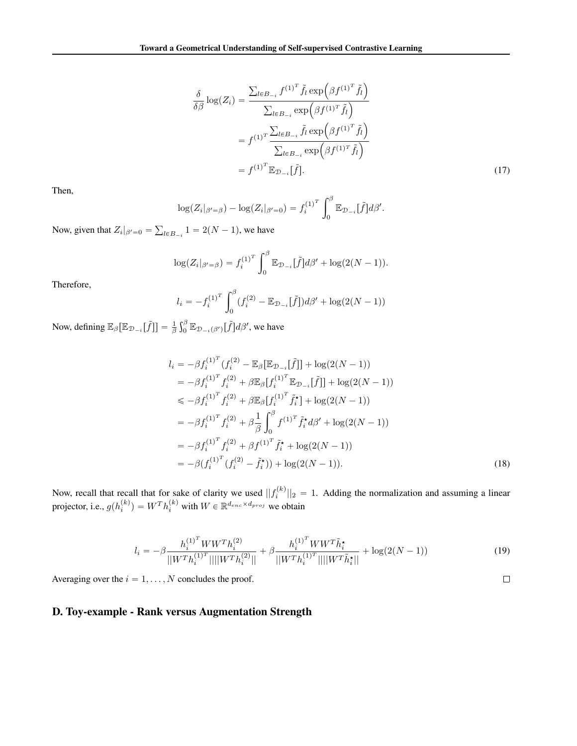$$
\begin{aligned}
\frac{\delta}{\delta\beta}\log(Z_i) &= \frac{\sum_{l\in B_{-i}} f^{(1)^T}\tilde{f}_l \exp\Big(\beta f^{(1)^T}\tilde{f}_l\Big)}{\sum_{l\in B_{-i}} \exp\Big(\beta f^{(1)^T}\tilde{f}_l\Big)} \\
&= f^{(1)^T}\frac{\sum_{l\in B_{-i}} \tilde{f}_l \exp\Big(\beta f^{(1)^T}\tilde{f}_l\Big)}{\sum_{l\in B_{-i}} \exp\Big(\beta f^{(1)^T}\tilde{f}_l\Big)} \\
&= f^{(1)^T}\mathbb{E}_{\mathcal{D}_{-i}}[\tilde{f}].
\end{aligned}
\tag{17}
$$

Then,

$$
\log(Z_i|_{\beta'=\beta}) - \log(Z_i|_{\beta'=0}) = f_i^{(1)^T}\int_0^\beta \mathbb{E}_{\mathcal{D}_{-i}}[\tilde{f}]d\beta'.
$$

Now, given that $Z_i|_{\beta'=0} = \sum_{l\in B_{-i}} 1 = 2(N-1)$, we have

$$
\log(Z_i|_{\beta'=\beta}) = f_i^{(1)^T}\int_0^\beta \mathbb{E}_{\mathcal{D}_{-i}}[\tilde{f}]d\beta' + \log(2(N-1)).
$$

Therefore,

$$
l_i = -f_i^{(1)^T}\int_0^\beta (f_i^{(2)} - \mathbb{E}_{\mathcal{D}_{-i}}[\tilde{f}])d\beta' + \log(2(N-1))
$$

Now, defining $\mathbb{E}_\beta[\mathbb{E}_{\mathcal{D}_{-i}}[\tilde{f}]] = \frac{1}{\beta}\int_0^\beta \mathbb{E}_{\mathcal{D}_{-i}(\beta')}[\tilde{f}]d\beta'$, we have

$$
\begin{aligned}
l_i &= -\beta f_i^{(1)^T}(f_i^{(2)} - \mathbb{E}_\beta[\mathbb{E}_{\mathcal{D}_{-i}}[\tilde{f}]] + \log(2(N-1)) \\
&= -\beta f_i^{(1)^T} f_i^{(2)} + \beta\mathbb{E}_\beta[f_i^{(1)^T}\mathbb{E}_{\mathcal{D}_{-i}}[\tilde{f}]] + \log(2(N-1)) \\
&\leqslant -\beta f_i^{(1)^T} f_i^{(2)} + \beta\mathbb{E}_\beta[f_i^{(1)^T}\tilde{f}_i^\star] + \log(2(N-1)) \\
&= -\beta f_i^{(1)^T} f_i^{(2)} + \beta\frac{1}{\beta}\int_0^\beta f^{(1)^T}\tilde{f}_i^\star d\beta' + \log(2(N-1)) \\
&= -\beta f_i^{(1)^T} f_i^{(2)} + \beta f^{(1)^T}\tilde{f}_i^\star + \log(2(N-1)) \\
&= -\beta(f_i^{(1)^T}(f_i^{(2)} - \tilde{f}_i^\star)) + \log(2(N-1)).
\end{aligned}
\tag{18}
$$

Now, recall that recall that for sake of clarity we used $||f_i^{(k)}||_2 = 1$. Adding the normalization and assuming a linear projector, i.e., $g(h_i^{(k)}) = W^T h_i^{(k)}$ with $W \in \mathbb{R}^{d_{enc}\times d_{proj}}$ we obtain

$$
l_i = -\beta\frac{h_i^{(1)^T}WW^Th_i^{(2)}}{||W^Th_i^{(1)^T}||||W^Th_i^{(2)}||} + \beta\frac{h_i^{(1)^T}WW^T\tilde{h}_i^\star}{||W^Th_i^{(1)^T}||||W^T\tilde{h}_i^\star||} + \log(2(N-1))
\tag{19}
$$

Averaging over the $i = 1, \ldots, N$ concludes the proof. □

## D. Toy-example - Rank versus Augmentation Strength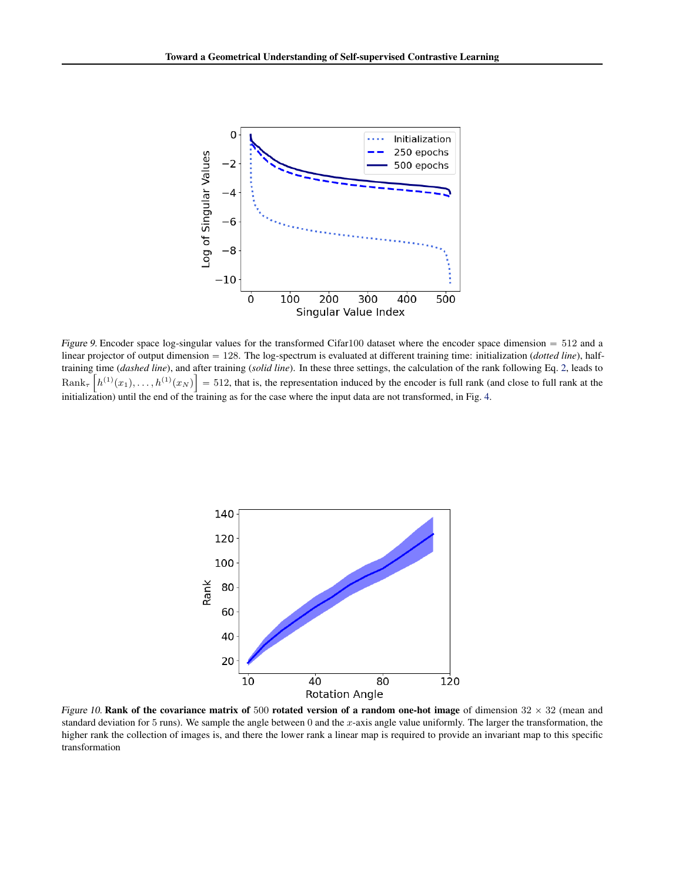Log of Singular Values

0

−2

−4

−6

−8

−10

Singular Value Index

0 100 200 300 400 500

Initialization

250 epochs

500 epochs

*Figure 9.* Encoder space log-singular values for the transformed Cifar100 dataset where the encoder space dimension $= 512$ and a linear projector of output dimension $= 128$. The log-spectrum is evaluated at different training time: initialization (*dotted line*), half-training time (*dashed line*), and after training (*solid line*). In these three settings, the calculation of the rank following Eq. 2, leads to $\text{Rank}_\tau\left[h^{(1)}(x_1), \ldots, h^{(1)}(x_N)\right] = 512$, that is, the representation induced by the encoder is full rank (and close to full rank at the initialization) until the end of the training as for the case where the input data are not transformed, in Fig. 4.

Rank

140

120

100

80

60

40

20

Rotation Angle

10 40 80 120

*Figure 10.* **Rank of the covariance matrix of** $500$ **rotated version of a random one-hot image** of dimension $32 \times 32$ (mean and standard deviation for $5$ runs). We sample the angle between $0$ and the $x$-axis angle value uniformly. The larger the transformation, the higher rank the collection of images is, and there the lower rank a linear map is required to provide an invariant map to this specific transformation